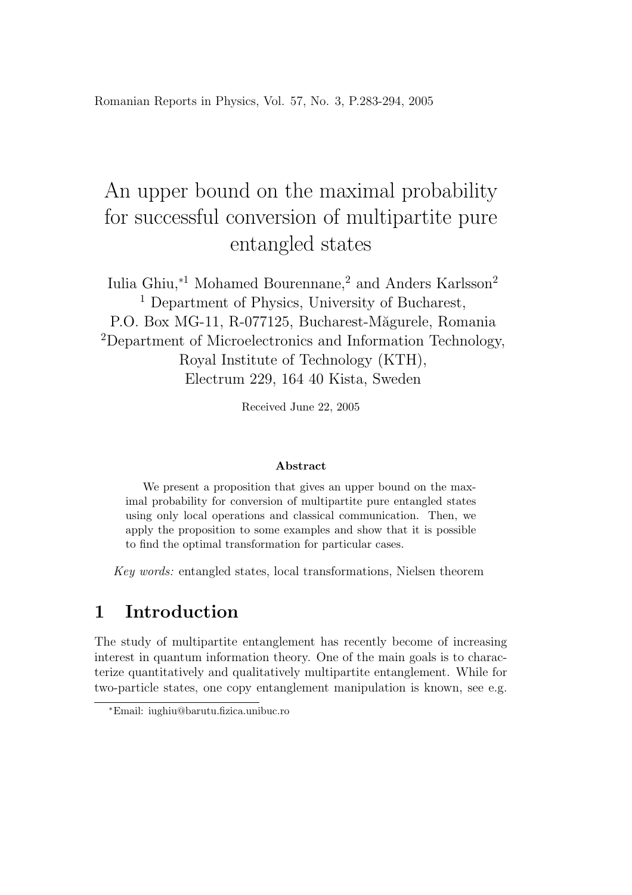# An upper bound on the maximal probability for successful conversion of multipartite pure entangled states

Iulia Ghiu,*[1] Mohamed Bourennane,[2] and Anders Karlsson[2]

[1] Department of Physics, University of Bucharest, P.O. Box MG-11, R-077125, Bucharest-Măgurele, Romania

[2] Department of Microelectronics and Information Technology, Royal Institute of Technology (KTH), Electrum 229, 164 40 Kista, Sweden

Received June 22, 2005

### Abstract

We present a proposition that gives an upper bound on the maximal probability for conversion of multipartite pure entangled states using only local operations and classical communication. Then, we apply the proposition to some examples and show that it is possible to find the optimal transformation for particular cases.

*Key words:* entangled states, local transformations, Nielsen theorem

## 1 Introduction

The study of multipartite entanglement has recently become of increasing interest in quantum information theory. One of the main goals is to characterize quantitatively and qualitatively multipartite entanglement. While for two-particle states, one copy entanglement manipulation is known, see e.g.

*Email: iughiu@barutu.fizica.unibuc.ro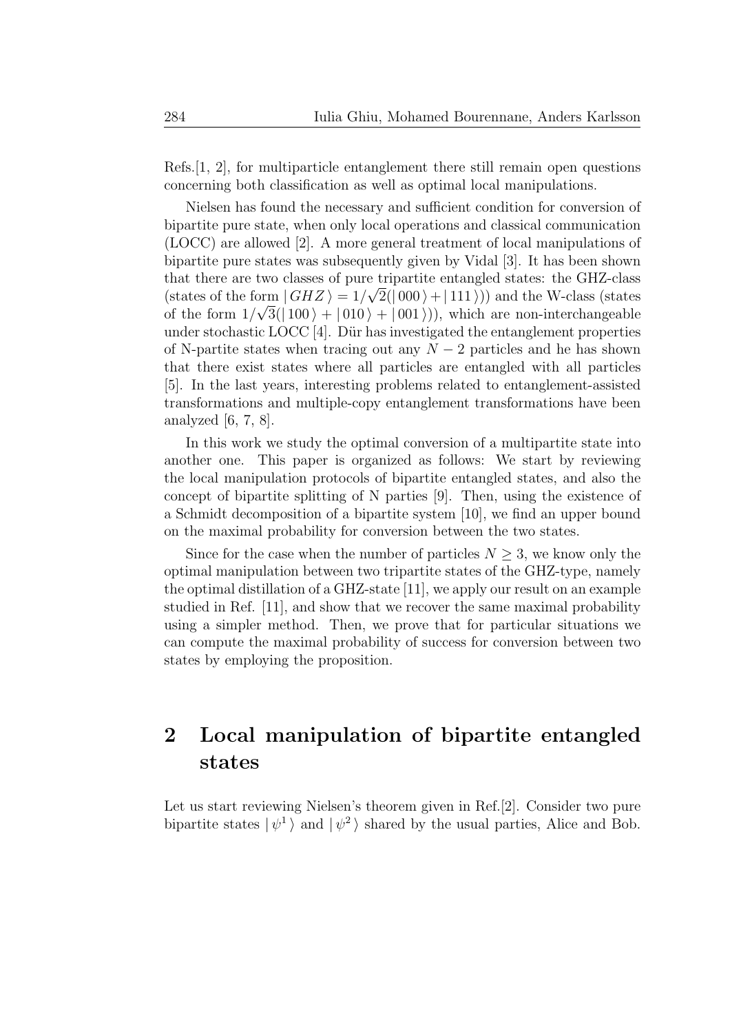Refs.[1, 2], for multiparticle entanglement there still remain open questions concerning both classification as well as optimal local manipulations.

Nielsen has found the necessary and sufficient condition for conversion of bipartite pure state, when only local operations and classical communication (LOCC) are allowed [2]. A more general treatment of local manipulations of bipartite pure states was subsequently given by Vidal [3]. It has been shown that there are two classes of pure tripartite entangled states: the GHZ-class (states of the form $|\, GHZ\,\rangle = 1/\sqrt{2}(|\,000\,\rangle + |\,111\,\rangle)$) and the W-class (states of the form $1/\sqrt{3}(|\,100\,\rangle + |\,010\,\rangle + |\,001\,\rangle)$), which are non-interchangeable under stochastic LOCC [4]. Dür has investigated the entanglement properties of N-partite states when tracing out any $N-2$ particles and he has shown that there exist states where all particles are entangled with all particles [5]. In the last years, interesting problems related to entanglement-assisted transformations and multiple-copy entanglement transformations have been analyzed [6, 7, 8].

In this work we study the optimal conversion of a multipartite state into another one. This paper is organized as follows: We start by reviewing the local manipulation protocols of bipartite entangled states, and also the concept of bipartite splitting of N parties [9]. Then, using the existence of a Schmidt decomposition of a bipartite system [10], we find an upper bound on the maximal probability for conversion between the two states.

Since for the case when the number of particles $N \geq 3$, we know only the optimal manipulation between two tripartite states of the GHZ-type, namely the optimal distillation of a GHZ-state [11], we apply our result on an example studied in Ref. [11], and show that we recover the same maximal probability using a simpler method. Then, we prove that for particular situations we can compute the maximal probability of success for conversion between two states by employing the proposition.

## 2 Local manipulation of bipartite entangled states

Let us start reviewing Nielsen's theorem given in Ref.[2]. Consider two pure bipartite states $|\,\psi^1\,\rangle$ and $|\,\psi^2\,\rangle$ shared by the usual parties, Alice and Bob.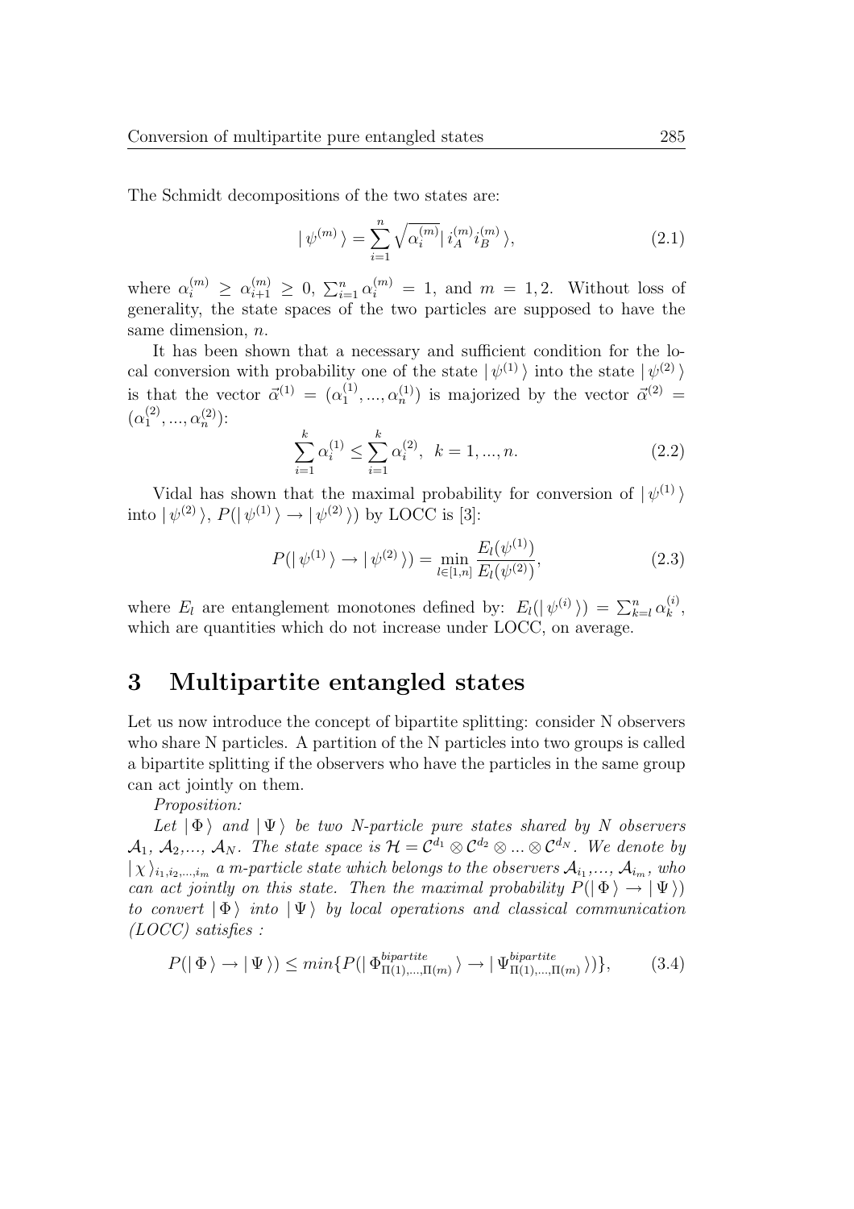The Schmidt decompositions of the two states are:

$$| \psi^{(m)} \rangle = \sum_{i=1}^{n} \sqrt{\alpha_i^{(m)}} | i_A^{(m)} i_B^{(m)} \rangle, \tag{2.1}$$

where $\alpha_i^{(m)} \geq \alpha_{i+1}^{(m)} \geq 0$, $\sum_{i=1}^{n} \alpha_i^{(m)} = 1$, and $m = 1, 2$. Without loss of generality, the state spaces of the two particles are supposed to have the same dimension, $n$.

It has been shown that a necessary and sufficient condition for the local conversion with probability one of the state $| \psi^{(1)} \rangle$ into the state $| \psi^{(2)} \rangle$ is that the vector $\vec{\alpha}^{(1)} = (\alpha_1^{(1)}, ..., \alpha_n^{(1)})$ is majorized by the vector $\vec{\alpha}^{(2)} = (\alpha_1^{(2)}, ..., \alpha_n^{(2)})$:

$$\sum_{i=1}^{k} \alpha_i^{(1)} \leq \sum_{i=1}^{k} \alpha_i^{(2)}, \ \ k = 1, ..., n. \tag{2.2}$$

Vidal has shown that the maximal probability for conversion of $| \psi^{(1)} \rangle$ into $| \psi^{(2)} \rangle$, $P(| \psi^{(1)} \rangle \rightarrow | \psi^{(2)} \rangle)$ by LOCC is [3]:

$$P(| \psi^{(1)} \rangle \rightarrow | \psi^{(2)} \rangle) = \min_{l \in [1,n]} \frac{E_l(\psi^{(1)})}{E_l(\psi^{(2)})}, \tag{2.3}$$

where $E_l$ are entanglement monotones defined by: $E_l(| \psi^{(i)} \rangle) = \sum_{k=l}^{n} \alpha_k^{(i)}$, which are quantities which do not increase under LOCC, on average.

# 3 Multipartite entangled states

Let us now introduce the concept of bipartite splitting: consider N observers who share N particles. A partition of the N particles into two groups is called a bipartite splitting if the observers who have the particles in the same group can act jointly on them.

*Proposition:*

*Let* $| \Phi \rangle$ *and* $| \Psi \rangle$ *be two N-particle pure states shared by N observers* $\mathcal{A}_1$, $\mathcal{A}_2$,..., $\mathcal{A}_N$. *The state space is* $\mathcal{H} = \mathcal{C}^{d_1} \otimes \mathcal{C}^{d_2} \otimes ... \otimes \mathcal{C}^{d_N}$. *We denote by* $| \chi \rangle_{i_1, i_2, ..., i_m}$ *a m-particle state which belongs to the observers* $\mathcal{A}_{i_1}$,..., $\mathcal{A}_{i_m}$, *who can act jointly on this state. Then the maximal probability* $P(| \Phi \rangle \rightarrow | \Psi \rangle)$ *to convert* $| \Phi \rangle$ *into* $| \Psi \rangle$ *by local operations and classical communication (LOCC) satisfies :*

$$P(| \Phi \rangle \rightarrow | \Psi \rangle) \leq min\{P(| \Phi^{bipartite}_{\Pi(1),...,\Pi(m)} \rangle \rightarrow | \Psi^{bipartite}_{\Pi(1),...,\Pi(m)} \rangle)\}, \tag{3.4}$$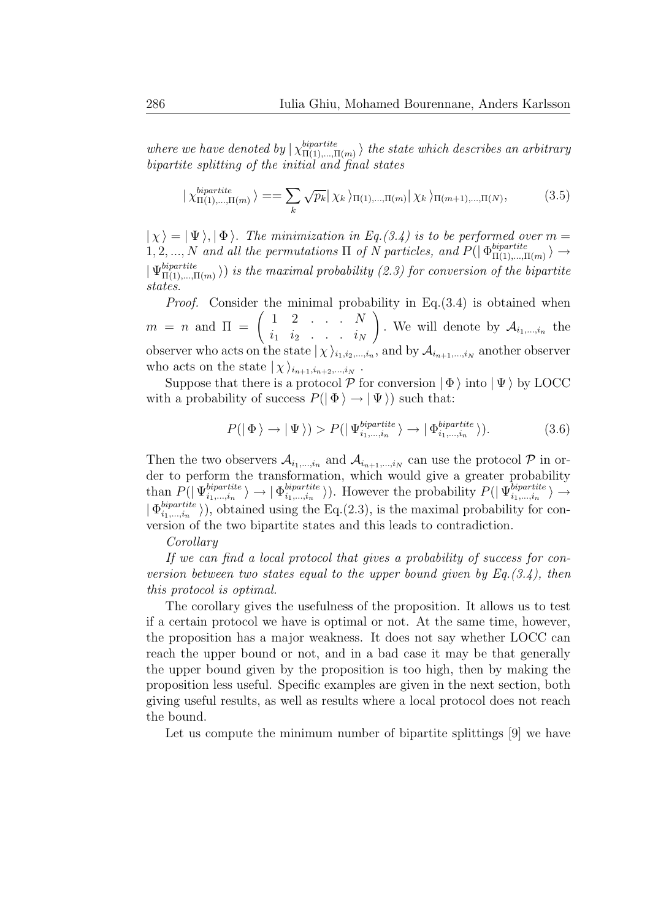*where we have denoted by $|\,\chi^{bipartite}_{\Pi(1),...,\Pi(m)}\,\rangle$ the state which describes an arbitrary bipartite splitting of the initial and final states*

$$|\,\chi^{bipartite}_{\Pi(1),...,\Pi(m)}\,\rangle == \sum_k \sqrt{p_k}|\,\chi_k\,\rangle_{\Pi(1),...,\Pi(m)}|\,\chi_k\,\rangle_{\Pi(m+1),...,\Pi(N)}, \tag{3.5}$$

$|\,\chi\,\rangle = |\,\Psi\,\rangle, |\,\Phi\,\rangle$. *The minimization in Eq.(3.4) is to be performed over* $m = 1, 2, ..., N$ *and all the permutations* $\Pi$ *of* $N$ *particles, and* $P(|\,\Phi^{bipartite}_{\Pi(1),...,\Pi(m)}\,\rangle \to |\,\Psi^{bipartite}_{\Pi(1),...,\Pi(m)}\,\rangle)$ *is the maximal probability (2.3) for conversion of the bipartite states.*

*Proof.* Consider the minimal probability in Eq.(3.4) is obtained when $m = n$ and $\Pi = \begin{pmatrix} 1 & 2 & . & . & . & N \\ i_1 & i_2 & . & . & . & i_N \end{pmatrix}$. We will denote by $\mathcal{A}_{i_1,...,i_n}$ the observer who acts on the state $|\,\chi\,\rangle_{i_1,i_2,...,i_n}$, and by $\mathcal{A}_{i_{n+1},...,i_N}$ another observer who acts on the state $|\,\chi\,\rangle_{i_{n+1},i_{n+2},...,i_N}$.

Suppose that there is a protocol $\mathcal{P}$ for conversion $|\,\Phi\,\rangle$ into $|\,\Psi\,\rangle$ by LOCC with a probability of success $P(|\,\Phi\,\rangle \to |\,\Psi\,\rangle)$ such that:

$$P(|\,\Phi\,\rangle \to |\,\Psi\,\rangle) > P(|\,\Psi^{bipartite}_{i_1,...,i_n}\,\rangle \to |\,\Phi^{bipartite}_{i_1,...,i_n}\,\rangle). \tag{3.6}$$

Then the two observers $\mathcal{A}_{i_1,...,i_n}$ and $\mathcal{A}_{i_{n+1},...,i_N}$ can use the protocol $\mathcal{P}$ in order to perform the transformation, which would give a greater probability than $P(|\,\Psi^{bipartite}_{i_1,...,i_n}\,\rangle \to |\,\Phi^{bipartite}_{i_1,...,i_n}\,\rangle)$. However the probability $P(|\,\Psi^{bipartite}_{i_1,...,i_n}\,\rangle \to |\,\Phi^{bipartite}_{i_1,...,i_n}\,\rangle)$, obtained using the Eq.(2.3), is the maximal probability for conversion of the two bipartite states and this leads to contradiction.

*Corollary*

*If we can find a local protocol that gives a probability of success for conversion between two states equal to the upper bound given by Eq.(3.4), then this protocol is optimal.*

The corollary gives the usefulness of the proposition. It allows us to test if a certain protocol we have is optimal or not. At the same time, however, the proposition has a major weakness. It does not say whether LOCC can reach the upper bound or not, and in a bad case it may be that generally the upper bound given by the proposition is too high, then by making the proposition less useful. Specific examples are given in the next section, both giving useful results, as well as results where a local protocol does not reach the bound.

Let us compute the minimum number of bipartite splittings [9] we have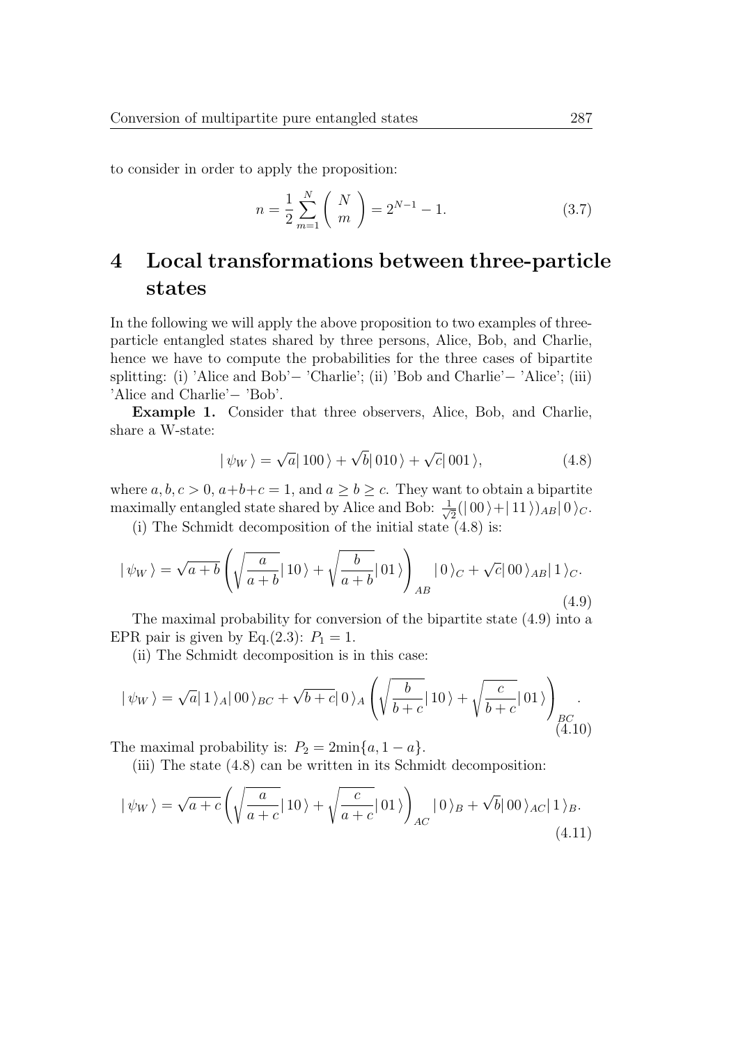to consider in order to apply the proposition:

$$n = \frac{1}{2}\sum_{m=1}^{N} \left( \begin{array}{c} N \\ m \end{array} \right) = 2^{N-1} - 1. \tag{3.7}$$

# 4 Local transformations between three-particle states

In the following we will apply the above proposition to two examples of three-particle entangled states shared by three persons, Alice, Bob, and Charlie, hence we have to compute the probabilities for the three cases of bipartite splitting: (i) 'Alice and Bob'− 'Charlie'; (ii) 'Bob and Charlie'− 'Alice'; (iii) 'Alice and Charlie'− 'Bob'.

**Example 1.** Consider that three observers, Alice, Bob, and Charlie, share a W-state:

$$|\,\psi_W\,\rangle = \sqrt{a}|\,100\,\rangle + \sqrt{b}|\,010\,\rangle + \sqrt{c}|\,001\,\rangle, \tag{4.8}$$

where $a, b, c > 0$, $a+b+c = 1$, and $a \geq b \geq c$. They want to obtain a bipartite maximally entangled state shared by Alice and Bob: $\frac{1}{\sqrt{2}}(|\,00\,\rangle + |\,11\,\rangle)_{AB}|\,0\,\rangle_C$.

(i) The Schmidt decomposition of the initial state (4.8) is:

$$|\,\psi_W\,\rangle = \sqrt{a+b}\left(\sqrt{\frac{a}{a+b}}|\,10\,\rangle + \sqrt{\frac{b}{a+b}}|\,01\,\rangle\right)_{AB}|\,0\,\rangle_C + \sqrt{c}|\,00\,\rangle_{AB}|\,1\,\rangle_C. \tag{4.9}$$

The maximal probability for conversion of the bipartite state (4.9) into a EPR pair is given by Eq.(2.3): $P_1 = 1$.

(ii) The Schmidt decomposition is in this case:

$$|\,\psi_W\,\rangle = \sqrt{a}|\,1\,\rangle_A|\,00\,\rangle_{BC} + \sqrt{b+c}|\,0\,\rangle_A\left(\sqrt{\frac{b}{b+c}}|\,10\,\rangle + \sqrt{\frac{c}{b+c}}|\,01\,\rangle\right)_{BC}. \tag{4.10}$$

The maximal probability is: $P_2 = 2\min\{a, 1-a\}$.

(iii) The state (4.8) can be written in its Schmidt decomposition:

$$|\,\psi_W\,\rangle = \sqrt{a+c}\left(\sqrt{\frac{a}{a+c}}|\,10\,\rangle + \sqrt{\frac{c}{a+c}}|\,01\,\rangle\right)_{AC}|\,0\,\rangle_B + \sqrt{b}|\,00\,\rangle_{AC}|\,1\,\rangle_B. \tag{4.11}$$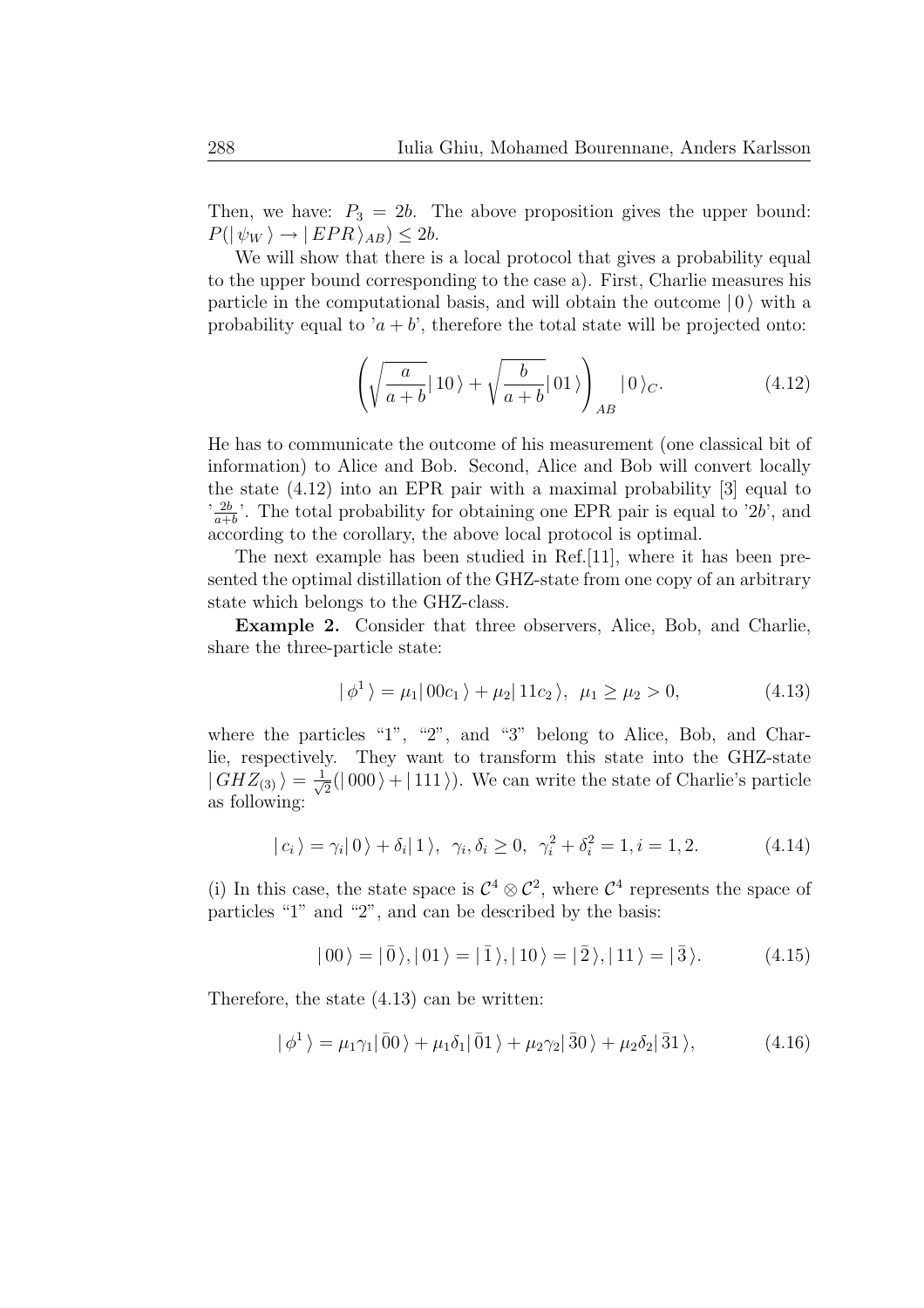Then, we have: $P_3 = 2b$. The above proposition gives the upper bound: $P(|\psi_W\rangle \rightarrow |EPR\rangle_{AB}) \leq 2b$.

We will show that there is a local protocol that gives a probability equal to the upper bound corresponding to the case a). First, Charlie measures his particle in the computational basis, and will obtain the outcome $|0\rangle$ with a probability equal to '$a+b$', therefore the total state will be projected onto:

$$\left( \sqrt{\frac{a}{a+b}} |10\rangle + \sqrt{\frac{b}{a+b}} |01\rangle \right)_{AB} |0\rangle_C. \tag{4.12}$$

He has to communicate the outcome of his measurement (one classical bit of information) to Alice and Bob. Second, Alice and Bob will convert locally the state (4.12) into an EPR pair with a maximal probability [3] equal to '$\frac{2b}{a+b}$'. The total probability for obtaining one EPR pair is equal to '$2b$', and according to the corollary, the above local protocol is optimal.

The next example has been studied in Ref.[11], where it has been presented the optimal distillation of the GHZ-state from one copy of an arbitrary state which belongs to the GHZ-class.

**Example 2.** Consider that three observers, Alice, Bob, and Charlie, share the three-particle state:

$$|\phi^1\rangle = \mu_1 |00c_1\rangle + \mu_2 |11c_2\rangle, \ \ \mu_1 \geq \mu_2 > 0, \tag{4.13}$$

where the particles "1", "2", and "3" belong to Alice, Bob, and Charlie, respectively. They want to transform this state into the GHZ-state $|GHZ_{(3)}\rangle = \frac{1}{\sqrt{2}}(|000\rangle + |111\rangle)$. We can write the state of Charlie's particle as following:

$$|c_i\rangle = \gamma_i |0\rangle + \delta_i |1\rangle, \ \ \gamma_i, \delta_i \geq 0, \ \ \gamma_i^2 + \delta_i^2 = 1, i = 1, 2. \tag{4.14}$$

(i) In this case, the state space is $\mathcal{C}^4 \otimes \mathcal{C}^2$, where $\mathcal{C}^4$ represents the space of particles "1" and "2", and can be described by the basis:

$$|00\rangle = |\bar{0}\rangle, |01\rangle = |\bar{1}\rangle, |10\rangle = |\bar{2}\rangle, |11\rangle = |\bar{3}\rangle. \tag{4.15}$$

Therefore, the state (4.13) can be written:

$$|\phi^1\rangle = \mu_1\gamma_1 |\bar{0}0\rangle + \mu_1\delta_1 |\bar{0}1\rangle + \mu_2\gamma_2 |\bar{3}0\rangle + \mu_2\delta_2 |\bar{3}1\rangle, \tag{4.16}$$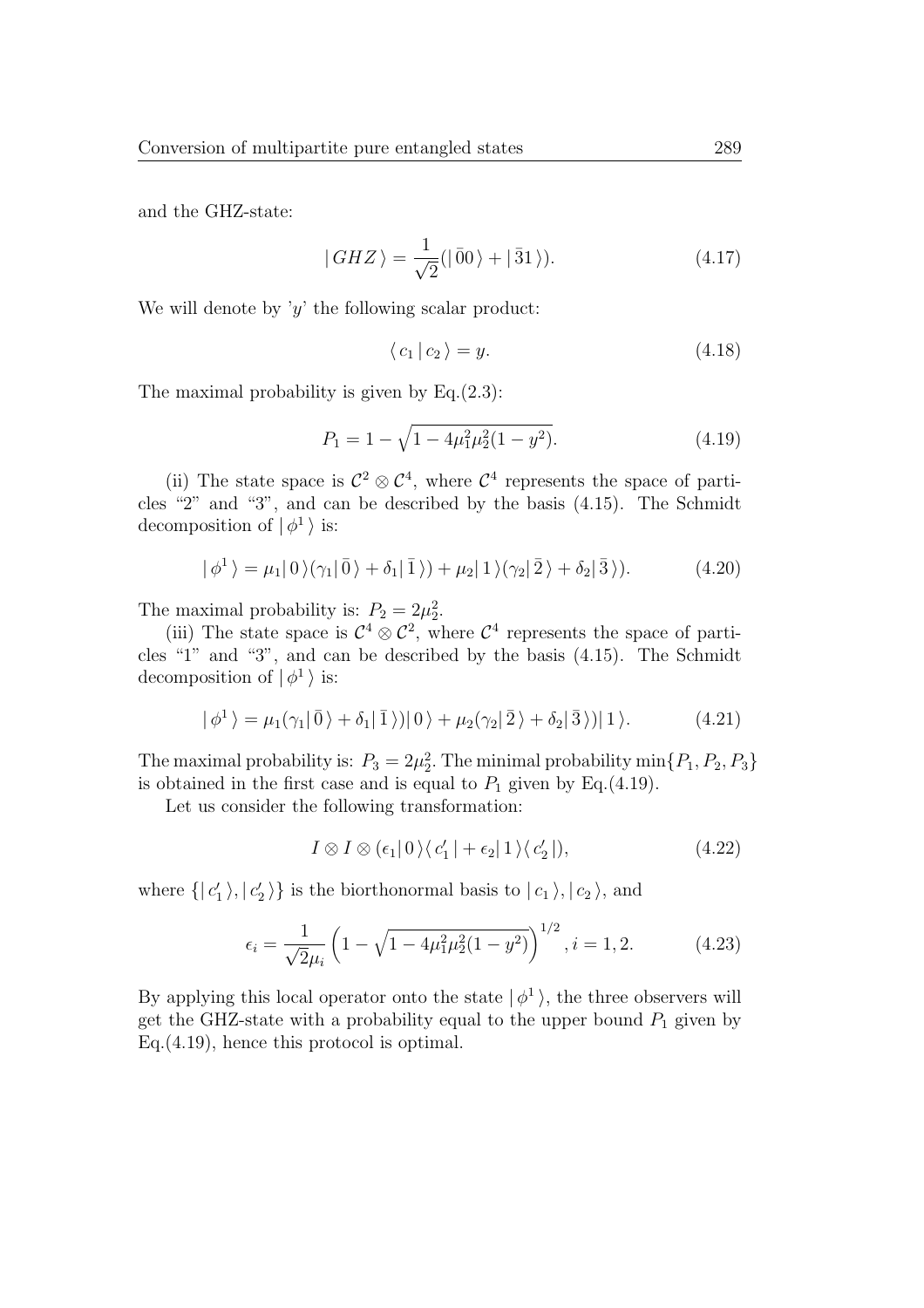and the GHZ-state:

$$| GHZ \rangle = \frac{1}{\sqrt{2}}(| \bar{0}0 \rangle + | \bar{3}1 \rangle). \tag{4.17}$$

We will denote by '$y$' the following scalar product:

$$\langle c_1 | c_2 \rangle = y. \tag{4.18}$$

The maximal probability is given by Eq.(2.3):

$$P_1 = 1 - \sqrt{1 - 4\mu_1^2\mu_2^2(1-y^2)}. \tag{4.19}$$

(ii) The state space is $\mathcal{C}^2 \otimes \mathcal{C}^4$, where $\mathcal{C}^4$ represents the space of particles "2" and "3", and can be described by the basis (4.15). The Schmidt decomposition of $| \phi^1 \rangle$ is:

$$| \phi^1 \rangle = \mu_1 | 0 \rangle (\gamma_1 | \bar{0} \rangle + \delta_1 | \bar{1} \rangle) + \mu_2 | 1 \rangle (\gamma_2 | \bar{2} \rangle + \delta_2 | \bar{3} \rangle). \tag{4.20}$$

The maximal probability is: $P_2 = 2\mu_2^2$.

(iii) The state space is $\mathcal{C}^4 \otimes \mathcal{C}^2$, where $\mathcal{C}^4$ represents the space of particles "1" and "3", and can be described by the basis (4.15). The Schmidt decomposition of $| \phi^1 \rangle$ is:

$$| \phi^1 \rangle = \mu_1 (\gamma_1 | \bar{0} \rangle + \delta_1 | \bar{1} \rangle) | 0 \rangle + \mu_2 (\gamma_2 | \bar{2} \rangle + \delta_2 | \bar{3} \rangle) | 1 \rangle. \tag{4.21}$$

The maximal probability is: $P_3 = 2\mu_2^2$. The minimal probability $\min\{P_1, P_2, P_3\}$ is obtained in the first case and is equal to $P_1$ given by Eq.(4.19).

Let us consider the following transformation:

$$I \otimes I \otimes (\epsilon_1 | 0 \rangle \langle c_1' | + \epsilon_2 | 1 \rangle \langle c_2' |), \tag{4.22}$$

where $\{| c_1' \rangle, | c_2' \rangle\}$ is the biorthonormal basis to $| c_1 \rangle, | c_2 \rangle$, and

$$\epsilon_i = \frac{1}{\sqrt{2}\mu_i} \left( 1 - \sqrt{1 - 4\mu_1^2\mu_2^2(1-y^2)} \right)^{1/2}, i = 1, 2. \tag{4.23}$$

By applying this local operator onto the state $| \phi^1 \rangle$, the three observers will get the GHZ-state with a probability equal to the upper bound $P_1$ given by Eq.(4.19), hence this protocol is optimal.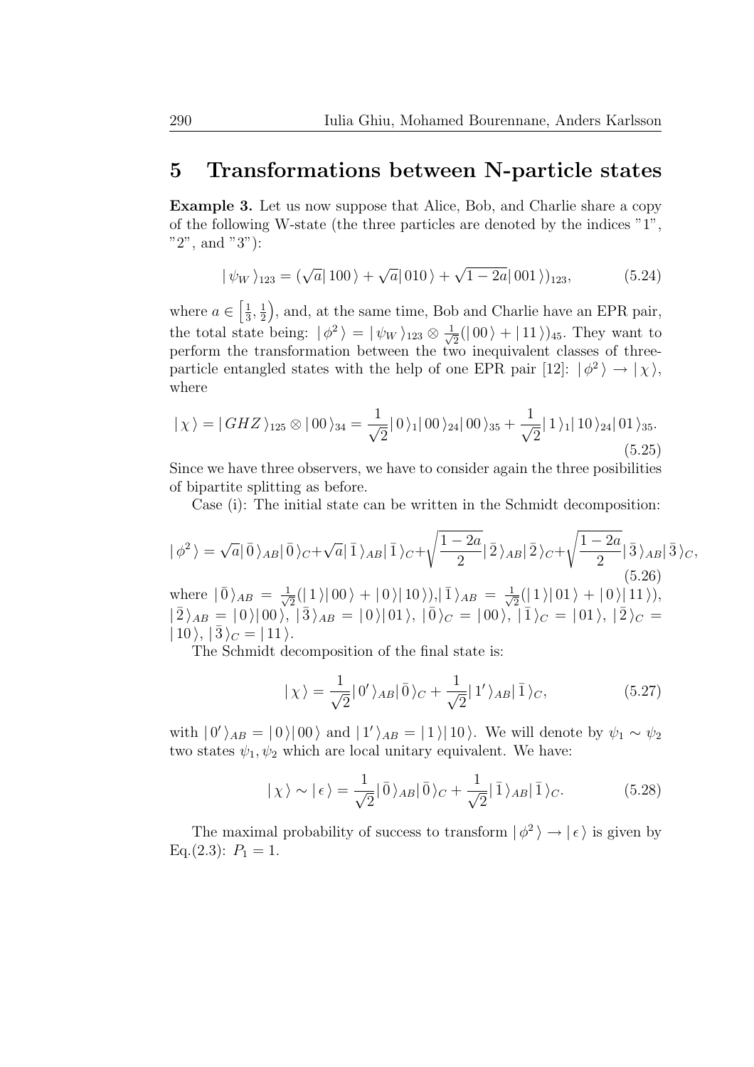# 5 Transformations between N-particle states

**Example 3.** Let us now suppose that Alice, Bob, and Charlie share a copy of the following W-state (the three particles are denoted by the indices "1", "2", and "3"):

$$|\,\psi_W\,\rangle_{123} = (\sqrt{a}|\,100\,\rangle + \sqrt{a}|\,010\,\rangle + \sqrt{1-2a}|\,001\,\rangle)_{123}, \tag{5.24}$$

where $a \in \left[\frac{1}{3}, \frac{1}{2}\right)$, and, at the same time, Bob and Charlie have an EPR pair, the total state being: $|\,\phi^2\,\rangle = |\,\psi_W\,\rangle_{123} \otimes \frac{1}{\sqrt{2}}(|\,00\,\rangle + |\,11\,\rangle)_{45}$. They want to perform the transformation between the two inequivalent classes of three-particle entangled states with the help of one EPR pair [12]: $|\,\phi^2\,\rangle \to |\,\chi\,\rangle$, where

$$|\,\chi\,\rangle = |\,GHZ\,\rangle_{125} \otimes |\,00\,\rangle_{34} = \frac{1}{\sqrt{2}}|\,0\,\rangle_1|\,00\,\rangle_{24}|\,00\,\rangle_{35} + \frac{1}{\sqrt{2}}|\,1\,\rangle_1|\,10\,\rangle_{24}|\,01\,\rangle_{35}. \tag{5.25}$$

Since we have three observers, we have to consider again the three posibilities of bipartite splitting as before.

Case (i): The initial state can be written in the Schmidt decomposition:

$$|\,\phi^2\,\rangle = \sqrt{a}|\,\bar{0}\,\rangle_{AB}|\,\bar{0}\,\rangle_C + \sqrt{a}|\,\bar{1}\,\rangle_{AB}|\,\bar{1}\,\rangle_C + \sqrt{\frac{1-2a}{2}}|\,\bar{2}\,\rangle_{AB}|\,\bar{2}\,\rangle_C + \sqrt{\frac{1-2a}{2}}|\,\bar{3}\,\rangle_{AB}|\,\bar{3}\,\rangle_C, \tag{5.26}$$

where $|\,\bar{0}\,\rangle_{AB} = \frac{1}{\sqrt{2}}(|\,1\,\rangle|\,00\,\rangle + |\,0\,\rangle|\,10\,\rangle)$, $|\,\bar{1}\,\rangle_{AB} = \frac{1}{\sqrt{2}}(|\,1\,\rangle|\,01\,\rangle + |\,0\,\rangle|\,11\,\rangle)$, $|\,\bar{2}\,\rangle_{AB} = |\,0\,\rangle|\,00\,\rangle$, $|\,\bar{3}\,\rangle_{AB} = |\,0\,\rangle|\,01\,\rangle$, $|\,\bar{0}\,\rangle_C = |\,00\,\rangle$, $|\,\bar{1}\,\rangle_C = |\,01\,\rangle$, $|\,\bar{2}\,\rangle_C = |\,10\,\rangle$, $|\,\bar{3}\,\rangle_C = |\,11\,\rangle$.

The Schmidt decomposition of the final state is:

$$|\,\chi\,\rangle = \frac{1}{\sqrt{2}}|\,0'\,\rangle_{AB}|\,\bar{0}\,\rangle_C + \frac{1}{\sqrt{2}}|\,1'\,\rangle_{AB}|\,\bar{1}\,\rangle_C, \tag{5.27}$$

with $|\,0'\,\rangle_{AB} = |\,0\,\rangle|\,00\,\rangle$ and $|\,1'\,\rangle_{AB} = |\,1\,\rangle|\,10\,\rangle$. We will denote by $\psi_1 \sim \psi_2$ two states $\psi_1, \psi_2$ which are local unitary equivalent. We have:

$$|\,\chi\,\rangle \sim |\,\epsilon\,\rangle = \frac{1}{\sqrt{2}}|\,\bar{0}\,\rangle_{AB}|\,\bar{0}\,\rangle_C + \frac{1}{\sqrt{2}}|\,\bar{1}\,\rangle_{AB}|\,\bar{1}\,\rangle_C. \tag{5.28}$$

The maximal probability of success to transform $|\,\phi^2\,\rangle \to |\,\epsilon\,\rangle$ is given by Eq.(2.3): $P_1 = 1$.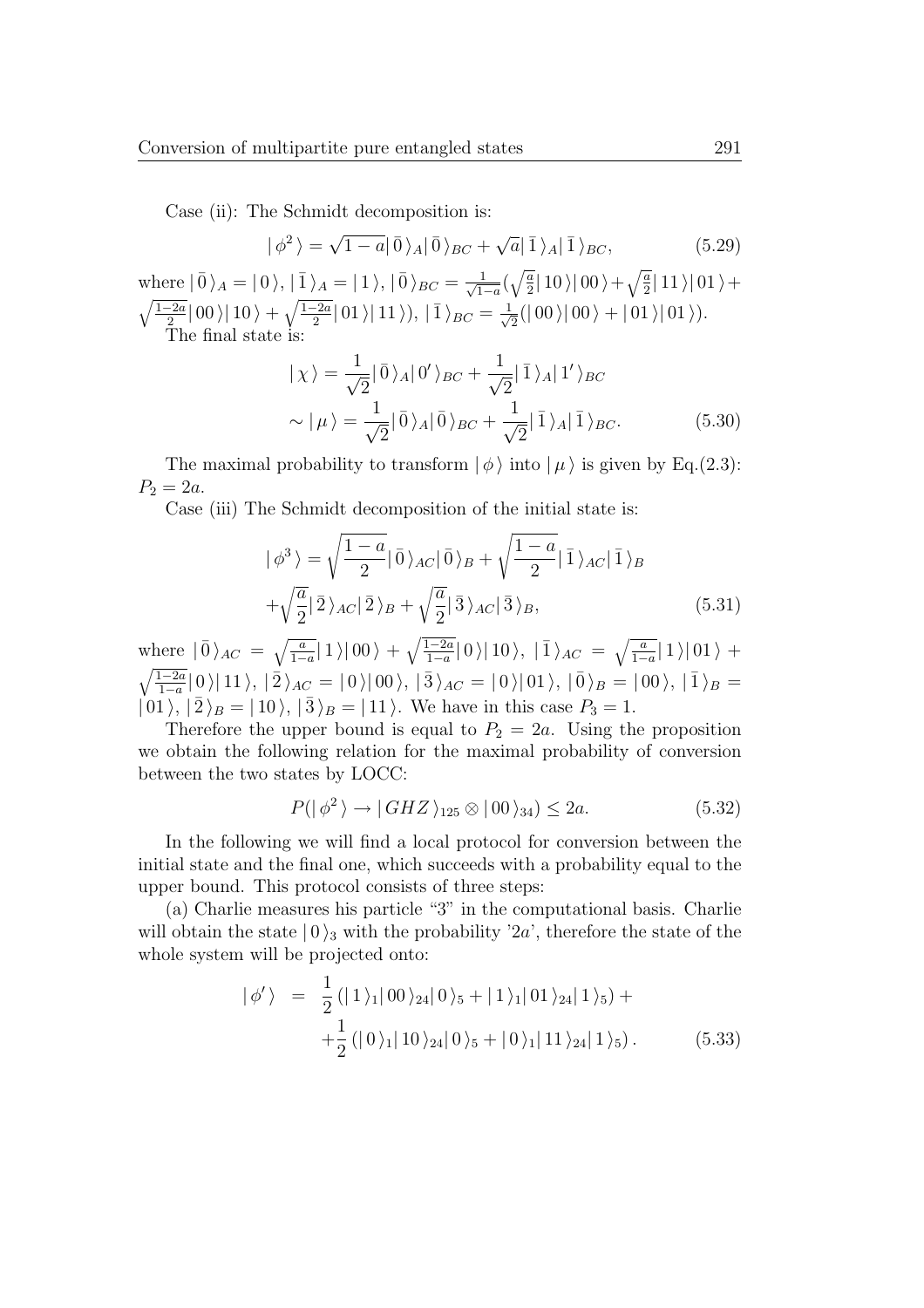Case (ii): The Schmidt decomposition is:

$$|\,\phi^2\,\rangle = \sqrt{1-a}|\,\bar{0}\,\rangle_A|\,\bar{0}\,\rangle_{BC} + \sqrt{a}|\,\bar{1}\,\rangle_A|\,\bar{1}\,\rangle_{BC}, \tag{5.29}$$

where $|\,\bar{0}\,\rangle_A = |\,0\,\rangle$, $|\,\bar{1}\,\rangle_A = |\,1\,\rangle$, $|\,\bar{0}\,\rangle_{BC} = \frac{1}{\sqrt{1-a}}(\sqrt{\frac{a}{2}}|\,10\,\rangle|\,00\,\rangle + \sqrt{\frac{a}{2}}|\,11\,\rangle|\,01\,\rangle + \sqrt{\frac{1-2a}{2}}|\,00\,\rangle|\,10\,\rangle + \sqrt{\frac{1-2a}{2}}|\,01\,\rangle|\,11\,\rangle)$, $|\,\bar{1}\,\rangle_{BC} = \frac{1}{\sqrt{2}}(|\,00\,\rangle|\,00\,\rangle + |\,01\,\rangle|\,01\,\rangle)$.

The final state is:

$$\begin{aligned}|\,\chi\,\rangle &= \frac{1}{\sqrt{2}}|\,\bar{0}\,\rangle_A|\,0'\,\rangle_{BC} + \frac{1}{\sqrt{2}}|\,\bar{1}\,\rangle_A|\,1'\,\rangle_{BC} \\ \sim |\,\mu\,\rangle &= \frac{1}{\sqrt{2}}|\,\bar{0}\,\rangle_A|\,\bar{0}\,\rangle_{BC} + \frac{1}{\sqrt{2}}|\,\bar{1}\,\rangle_A|\,\bar{1}\,\rangle_{BC}.\end{aligned} \tag{5.30}$$

The maximal probability to transform $|\,\phi\,\rangle$ into $|\,\mu\,\rangle$ is given by Eq.(2.3): $P_2 = 2a$.

Case (iii) The Schmidt decomposition of the initial state is:

$$\begin{aligned}|\,\phi^3\,\rangle &= \sqrt{\frac{1-a}{2}}|\,\bar{0}\,\rangle_{AC}|\,\bar{0}\,\rangle_B + \sqrt{\frac{1-a}{2}}|\,\bar{1}\,\rangle_{AC}|\,\bar{1}\,\rangle_B \\ &+ \sqrt{\frac{a}{2}}|\,\bar{2}\,\rangle_{AC}|\,\bar{2}\,\rangle_B + \sqrt{\frac{a}{2}}|\,\bar{3}\,\rangle_{AC}|\,\bar{3}\,\rangle_B,\end{aligned} \tag{5.31}$$

where $|\,\bar{0}\,\rangle_{AC} = \sqrt{\frac{a}{1-a}}|\,1\,\rangle|\,00\,\rangle + \sqrt{\frac{1-2a}{1-a}}|\,0\,\rangle|\,10\,\rangle$, $|\,\bar{1}\,\rangle_{AC} = \sqrt{\frac{a}{1-a}}|\,1\,\rangle|\,01\,\rangle + \sqrt{\frac{1-2a}{1-a}}|\,0\,\rangle|\,11\,\rangle$, $|\,\bar{2}\,\rangle_{AC} = |\,0\,\rangle|\,00\,\rangle$, $|\,\bar{3}\,\rangle_{AC} = |\,0\,\rangle|\,01\,\rangle$, $|\,\bar{0}\,\rangle_B = |\,00\,\rangle$, $|\,\bar{1}\,\rangle_B = |\,01\,\rangle$, $|\,\bar{2}\,\rangle_B = |\,10\,\rangle$, $|\,\bar{3}\,\rangle_B = |\,11\,\rangle$. We have in this case $P_3 = 1$.

Therefore the upper bound is equal to $P_2 = 2a$. Using the proposition we obtain the following relation for the maximal probability of conversion between the two states by LOCC:

$$P(|\,\phi^2\,\rangle \rightarrow |\,GHZ\,\rangle_{125} \otimes |\,00\,\rangle_{34}) \leq 2a. \tag{5.32}$$

In the following we will find a local protocol for conversion between the initial state and the final one, which succeeds with a probability equal to the upper bound. This protocol consists of three steps:

(a) Charlie measures his particle "3" in the computational basis. Charlie will obtain the state $|\,0\,\rangle_3$ with the probability '$2a$', therefore the state of the whole system will be projected onto:

$$\begin{aligned}|\,\phi'\,\rangle &= \frac{1}{2}\left(|\,1\,\rangle_1|\,00\,\rangle_{24}|\,0\,\rangle_5 + |\,1\,\rangle_1|\,01\,\rangle_{24}|\,1\,\rangle_5\right) + \\ &+ \frac{1}{2}\left(|\,0\,\rangle_1|\,10\,\rangle_{24}|\,0\,\rangle_5 + |\,0\,\rangle_1|\,11\,\rangle_{24}|\,1\,\rangle_5\right).\end{aligned} \tag{5.33}$$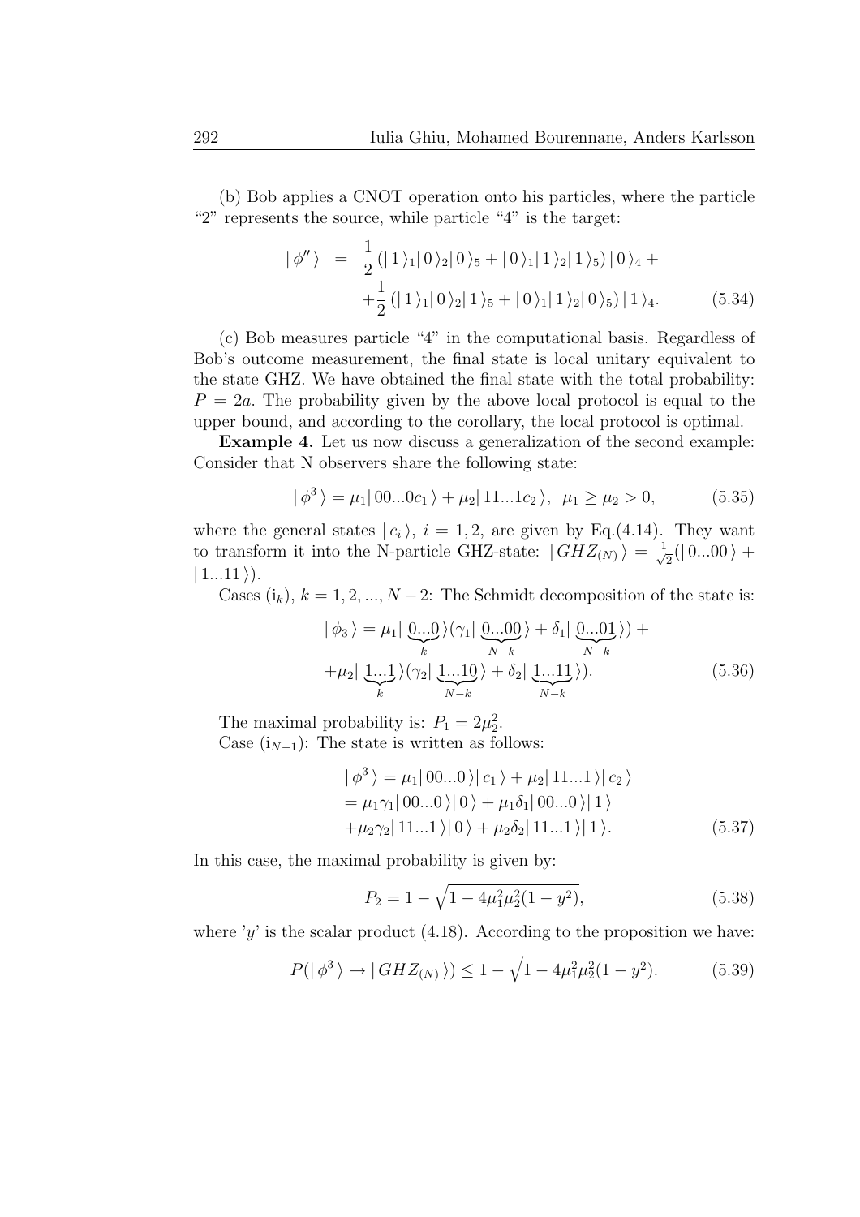(b) Bob applies a CNOT operation onto his particles, where the particle "2" represents the source, while particle "4" is the target:

$$
\begin{aligned}
|\,\phi''\,\rangle \;&=\; \frac{1}{2}\left(|\,1\,\rangle_1|\,0\,\rangle_2|\,0\,\rangle_5 + |\,0\,\rangle_1|\,1\,\rangle_2|\,1\,\rangle_5\right)|\,0\,\rangle_4 + \\
&+\frac{1}{2}\left(|\,1\,\rangle_1|\,0\,\rangle_2|\,1\,\rangle_5 + |\,0\,\rangle_1|\,1\,\rangle_2|\,0\,\rangle_5\right)|\,1\,\rangle_4. \qquad (5.34)
\end{aligned}
$$

(c) Bob measures particle "4" in the computational basis. Regardless of Bob's outcome measurement, the final state is local unitary equivalent to the state GHZ. We have obtained the final state with the total probability: $P = 2a$. The probability given by the above local protocol is equal to the upper bound, and according to the corollary, the local protocol is optimal.

**Example 4.** Let us now discuss a generalization of the second example: Consider that N observers share the following state:

$$
|\,\phi^3\,\rangle = \mu_1|\,00...0c_1\,\rangle + \mu_2|\,11...1c_2\,\rangle,\;\; \mu_1 \geq \mu_2 > 0, \qquad (5.35)
$$

where the general states $|\,c_i\,\rangle$, $i = 1, 2$, are given by Eq.(4.14). They want to transform it into the N-particle GHZ-state: $|\,GHZ_{(N)}\,\rangle = \frac{1}{\sqrt{2}}(|\,0...00\,\rangle + |\,1...11\,\rangle)$.

Cases ($\mathrm{i}_k$), $k = 1, 2, ..., N-2$: The Schmidt decomposition of the state is:

$$
\begin{aligned}
|\,\phi_3\,\rangle &= \mu_1|\,\underbrace{0...0}_{k}\,\rangle(\gamma_1|\,\underbrace{0...00}_{N-k}\,\rangle + \delta_1|\,\underbrace{0...01}_{N-k}\,\rangle) + \\
&+\mu_2|\,\underbrace{1...1}_{k}\,\rangle(\gamma_2|\,\underbrace{1...10}_{N-k}\,\rangle + \delta_2|\,\underbrace{1...11}_{N-k}\,\rangle). \qquad (5.36)
\end{aligned}
$$

The maximal probability is: $P_1 = 2\mu_2^2$.

Case ($\mathrm{i}_{N-1}$): The state is written as follows:

$$
\begin{aligned}
&|\,\phi^3\,\rangle = \mu_1|\,00...0\,\rangle|\,c_1\,\rangle + \mu_2|\,11...1\,\rangle|\,c_2\,\rangle \\
&= \mu_1\gamma_1|\,00...0\,\rangle|\,0\,\rangle + \mu_1\delta_1|\,00...0\,\rangle|\,1\,\rangle \\
&+\mu_2\gamma_2|\,11...1\,\rangle|\,0\,\rangle + \mu_2\delta_2|\,11...1\,\rangle|\,1\,\rangle. \qquad (5.37)
\end{aligned}
$$

In this case, the maximal probability is given by:

$$
P_2 = 1 - \sqrt{1 - 4\mu_1^2\mu_2^2(1-y^2)}, \qquad (5.38)
$$

where '$y$' is the scalar product (4.18). According to the proposition we have:

$$
P(|\,\phi^3\,\rangle \rightarrow |\,GHZ_{(N)}\,\rangle) \leq 1 - \sqrt{1 - 4\mu_1^2\mu_2^2(1-y^2)}. \qquad (5.39)
$$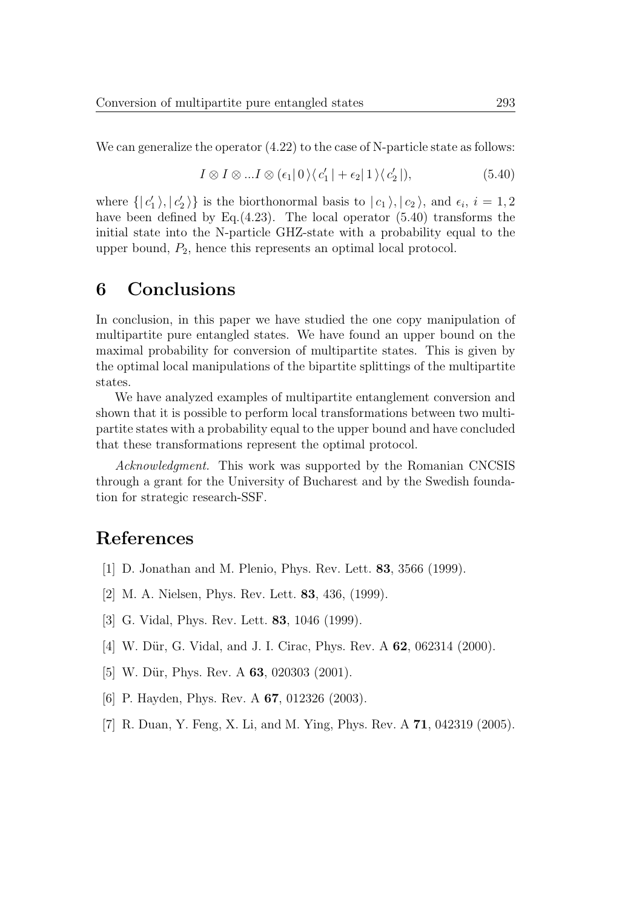We can generalize the operator (4.22) to the case of N-particle state as follows:

$$I \otimes I \otimes ... I \otimes (\epsilon_1 | 0 \rangle \langle c_1' | + \epsilon_2 | 1 \rangle \langle c_2' |), \tag{5.40}$$

where $\{| c_1' \rangle, | c_2' \rangle\}$ is the biorthonormal basis to $| c_1 \rangle, | c_2 \rangle$, and $\epsilon_i$, $i = 1, 2$ have been defined by Eq.(4.23). The local operator (5.40) transforms the initial state into the N-particle GHZ-state with a probability equal to the upper bound, $P_2$, hence this represents an optimal local protocol.

## 6 Conclusions

In conclusion, in this paper we have studied the one copy manipulation of multipartite pure entangled states. We have found an upper bound on the maximal probability for conversion of multipartite states. This is given by the optimal local manipulations of the bipartite splittings of the multipartite states.

We have analyzed examples of multipartite entanglement conversion and shown that it is possible to perform local transformations between two multipartite states with a probability equal to the upper bound and have concluded that these transformations represent the optimal protocol.

*Acknowledgment.* This work was supported by the Romanian CNCSIS through a grant for the University of Bucharest and by the Swedish foundation for strategic research-SSF.

## References

[1] D. Jonathan and M. Plenio, Phys. Rev. Lett. **83**, 3566 (1999).

[2] M. A. Nielsen, Phys. Rev. Lett. **83**, 436, (1999).

[3] G. Vidal, Phys. Rev. Lett. **83**, 1046 (1999).

[4] W. Dür, G. Vidal, and J. I. Cirac, Phys. Rev. A **62**, 062314 (2000).

[5] W. Dür, Phys. Rev. A **63**, 020303 (2001).

[6] P. Hayden, Phys. Rev. A **67**, 012326 (2003).

[7] R. Duan, Y. Feng, X. Li, and M. Ying, Phys. Rev. A **71**, 042319 (2005).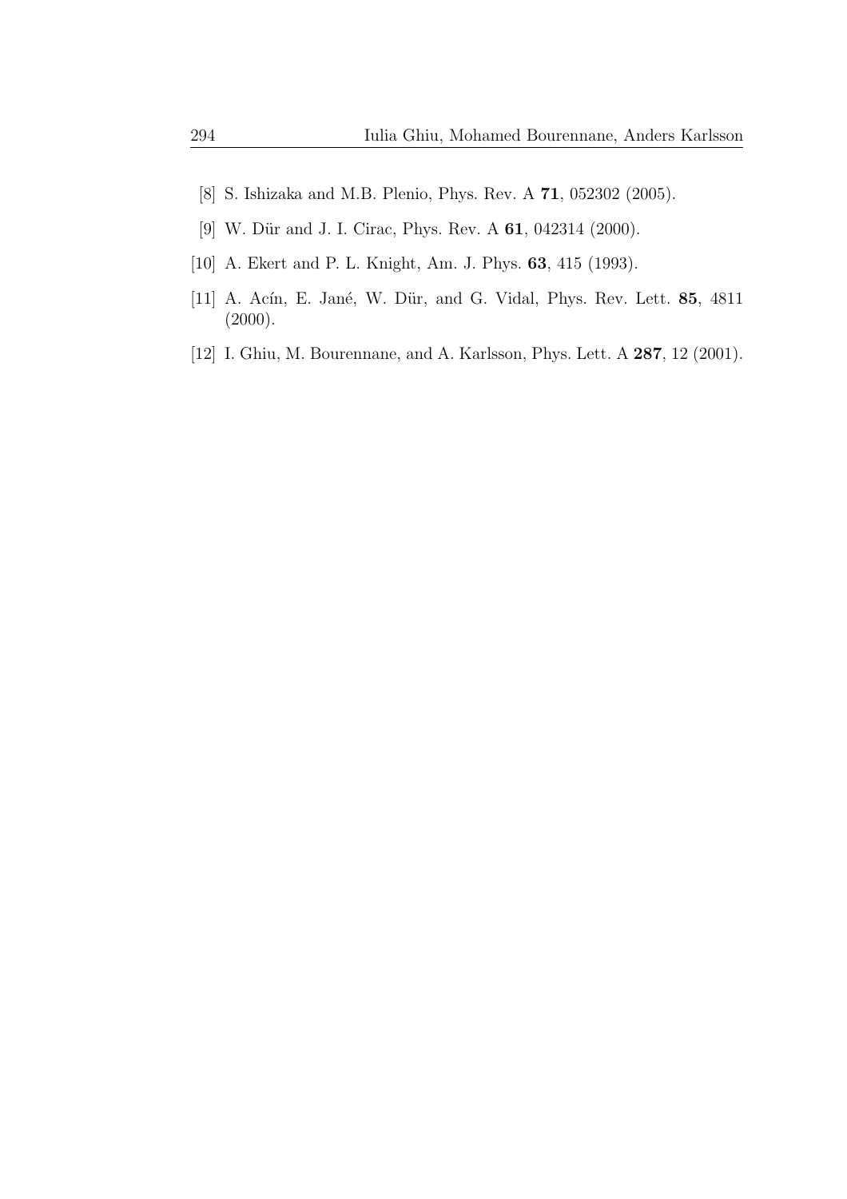[8] S. Ishizaka and M.B. Plenio, Phys. Rev. A **71**, 052302 (2005).

[9] W. Dür and J. I. Cirac, Phys. Rev. A **61**, 042314 (2000).

[10] A. Ekert and P. L. Knight, Am. J. Phys. **63**, 415 (1993).

[11] A. Acín, E. Jané, W. Dür, and G. Vidal, Phys. Rev. Lett. **85**, 4811 (2000).

[12] I. Ghiu, M. Bourennane, and A. Karlsson, Phys. Lett. A **287**, 12 (2001).